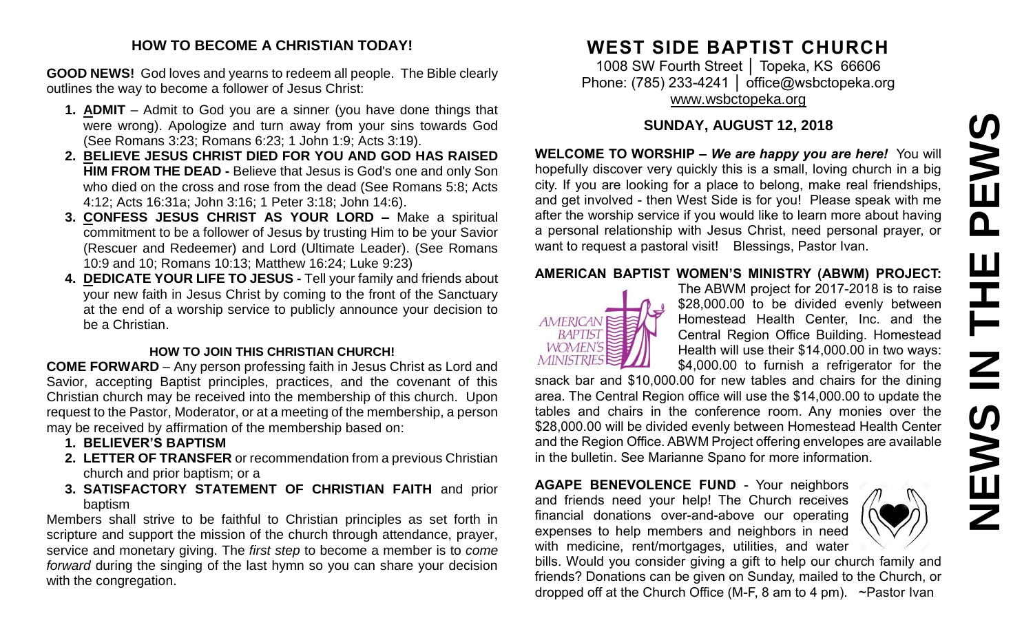## HOW TO BECOME A CHRISTIAN TODAY!

**GOOD NEWS!** God loves and yearns to redeem all people. The Bible clearly outlines the way to become a follower of Jesus Christ:

1. **ADMIT** – Admit to God you are a sinner (you have done things that were wrong). Apologize and turn away from your sins towards God (See Romans 3:23; Romans 6:23; 1 John 1:9; Acts 3:19).
2. **BELIEVE JESUS CHRIST DIED FOR YOU AND GOD HAS RAISED HIM FROM THE DEAD -** Believe that Jesus is God's one and only Son who died on the cross and rose from the dead (See Romans 5:8; Acts 4:12; Acts 16:31a; John 3:16; 1 Peter 3:18; John 14:6).
3. **CONFESS JESUS CHRIST AS YOUR LORD –** Make a spiritual commitment to be a follower of Jesus by trusting Him to be your Savior (Rescuer and Redeemer) and Lord (Ultimate Leader). (See Romans 10:9 and 10; Romans 10:13; Matthew 16:24; Luke 9:23)
4. **DEDICATE YOUR LIFE TO JESUS -** Tell your family and friends about your new faith in Jesus Christ by coming to the front of the Sanctuary at the end of a worship service to publicly announce your decision to be a Christian.

### HOW TO JOIN THIS CHRISTIAN CHURCH!

**COME FORWARD** – Any person professing faith in Jesus Christ as Lord and Savior, accepting Baptist principles, practices, and the covenant of this Christian church may be received into the membership of this church. Upon request to the Pastor, Moderator, or at a meeting of the membership, a person may be received by affirmation of the membership based on:

1. **BELIEVER'S BAPTISM**
2. **LETTER OF TRANSFER** or recommendation from a previous Christian church and prior baptism; or a
3. **SATISFACTORY STATEMENT OF CHRISTIAN FAITH** and prior baptism

Members shall strive to be faithful to Christian principles as set forth in scripture and support the mission of the church through attendance, prayer, service and monetary giving. The *first step* to become a member is to *come forward* during the singing of the last hymn so you can share your decision with the congregation.

# WEST SIDE BAPTIST CHURCH

1008 SW Fourth Street │ Topeka, KS 66606
Phone: (785) 233-4241 │ office@wsbctopeka.org
www.wsbctopeka.org

## SUNDAY, AUGUST 12, 2018

**WELCOME TO WORSHIP –** ***We are happy you are here!*** You will hopefully discover very quickly this is a small, loving church in a big city. If you are looking for a place to belong, make real friendships, and get involved - then West Side is for you! Please speak with me after the worship service if you would like to learn more about having a personal relationship with Jesus Christ, need personal prayer, or want to request a pastoral visit! Blessings, Pastor Ivan.

**AMERICAN BAPTIST WOMEN'S MINISTRY (ABWM) PROJECT:** The ABWM project for 2017-2018 is to raise $28,000.00 to be divided evenly between Homestead Health Center, Inc. and the Central Region Office Building. Homestead Health will use their $14,000.00 in two ways: $4,000.00 to furnish a refrigerator for the snack bar and $10,000.00 for new tables and chairs for the dining area. The Central Region office will use the $14,000.00 to update the tables and chairs in the conference room. Any monies over the $28,000.00 will be divided evenly between Homestead Health Center and the Region Office. ABWM Project offering envelopes are available in the bulletin. See Marianne Spano for more information.

**AGAPE BENEVOLENCE FUND** - Your neighbors and friends need your help! The Church receives financial donations over-and-above our operating expenses to help members and neighbors in need with medicine, rent/mortgages, utilities, and water bills. Would you consider giving a gift to help our church family and friends? Donations can be given on Sunday, mailed to the Church, or dropped off at the Church Office (M-F, 8 am to 4 pm). ~Pastor Ivan

# NEWS IN THE PEWS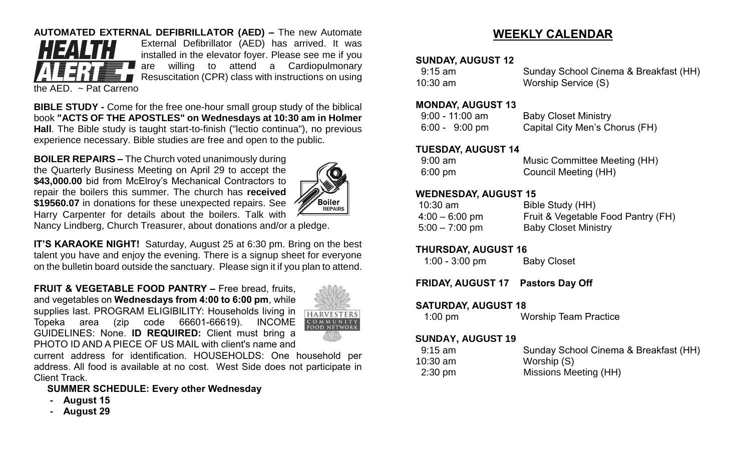**AUTOMATED EXTERNAL DEFIBRILLATOR (AED) –** The new Automate External Defibrillator (AED) has arrived. It was installed in the elevator foyer. Please see me if you are willing to attend a Cardiopulmonary Resuscitation (CPR) class with instructions on using the AED. ~ Pat Carreno

**BIBLE STUDY -** Come for the free one-hour small group study of the biblical book **"ACTS OF THE APOSTLES" on Wednesdays at 10:30 am in Holmer Hall**. The Bible study is taught start-to-finish ("lectio continua"), no previous experience necessary. Bible studies are free and open to the public.

**BOILER REPAIRS –** The Church voted unanimously during the Quarterly Business Meeting on April 29 to accept the **$43,000.00** bid from McElroy's Mechanical Contractors to repair the boilers this summer. The church has **received $19560.07** in donations for these unexpected repairs. See Harry Carpenter for details about the boilers. Talk with Nancy Lindberg, Church Treasurer, about donations and/or a pledge.

**IT'S KARAOKE NIGHT!** Saturday, August 25 at 6:30 pm. Bring on the best talent you have and enjoy the evening. There is a signup sheet for everyone on the bulletin board outside the sanctuary. Please sign it if you plan to attend.

**FRUIT & VEGETABLE FOOD PANTRY –** Free bread, fruits, and vegetables on **Wednesdays from 4:00 to 6:00 pm**, while supplies last. PROGRAM ELIGIBILITY: Households living in Topeka area (zip code 66601-66619). INCOME GUIDELINES: None. **ID REQUIRED:** Client must bring a PHOTO ID AND A PIECE OF US MAIL with client's name and current address for identification. HOUSEHOLDS: One household per address. All food is available at no cost. West Side does not participate in Client Track.

**SUMMER SCHEDULE: Every other Wednesday**

- **August 15**
- **August 29**

## WEEKLY CALENDAR

**SUNDAY, AUGUST 12**

| | |
|---|---|
| 9:15 am | Sunday School Cinema & Breakfast (HH) |
| 10:30 am | Worship Service (S) |

**MONDAY, AUGUST 13**

| | |
|---|---|
| 9:00 - 11:00 am | Baby Closet Ministry |
| 6:00 - 9:00 pm | Capital City Men's Chorus (FH) |

**TUESDAY, AUGUST 14**

| | |
|---|---|
| 9:00 am | Music Committee Meeting (HH) |
| 6:00 pm | Council Meeting (HH) |

**WEDNESDAY, AUGUST 15**

| | |
|---|---|
| 10:30 am | Bible Study (HH) |
| 4:00 – 6:00 pm | Fruit & Vegetable Food Pantry (FH) |
| 5:00 – 7:00 pm | Baby Closet Ministry |

**THURSDAY, AUGUST 16**

| | |
|---|---|
| 1:00 - 3:00 pm | Baby Closet |

**FRIDAY, AUGUST 17 Pastors Day Off**

**SATURDAY, AUGUST 18**

| | |
|---|---|
| 1:00 pm | Worship Team Practice |

**SUNDAY, AUGUST 19**

| | |
|---|---|
| 9:15 am | Sunday School Cinema & Breakfast (HH) |
| 10:30 am | Worship (S) |
| 2:30 pm | Missions Meeting (HH) |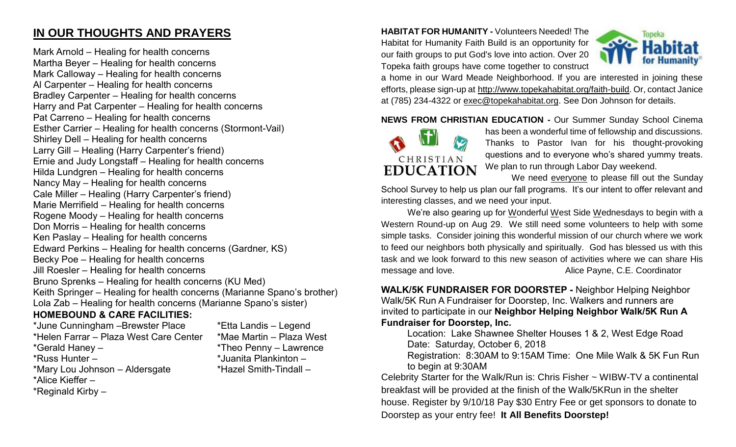## IN OUR THOUGHTS AND PRAYERS

Mark Arnold – Healing for health concerns
Martha Beyer – Healing for health concerns
Mark Calloway – Healing for health concerns
Al Carpenter – Healing for health concerns
Bradley Carpenter – Healing for health concerns
Harry and Pat Carpenter – Healing for health concerns
Pat Carreno – Healing for health concerns
Esther Carrier – Healing for health concerns (Stormont-Vail)
Shirley Dell – Healing for health concerns
Larry Gill – Healing (Harry Carpenter's friend)
Ernie and Judy Longstaff – Healing for health concerns
Hilda Lundgren – Healing for health concerns
Nancy May – Healing for health concerns
Cale Miller – Healing (Harry Carpenter's friend)
Marie Merrifield – Healing for health concerns
Rogene Moody – Healing for health concerns
Don Morris – Healing for health concerns
Ken Paslay – Healing for health concerns
Edward Perkins – Healing for health concerns (Gardner, KS)
Becky Poe – Healing for health concerns
Jill Roesler – Healing for health concerns
Bruno Sprenks – Healing for health concerns (KU Med)
Keith Springer – Healing for health concerns (Marianne Spano's brother)
Lola Zab – Healing for health concerns (Marianne Spano's sister)

### HOMEBOUND & CARE FACILITIES:

*June Cunningham –Brewster Place
*Helen Farrar – Plaza West Care Center
*Gerald Haney –
*Russ Hunter –
*Mary Lou Johnson – Aldersgate
*Alice Kieffer –
*Reginald Kirby –
*Etta Landis – Legend
*Mae Martin – Plaza West
*Theo Penny – Lawrence
*Juanita Plankinton –
*Hazel Smith-Tindall –

**HABITAT FOR HUMANITY -** Volunteers Needed! The Habitat for Humanity Faith Build is an opportunity for our faith groups to put God's love into action. Over 20 Topeka faith groups have come together to construct a home in our Ward Meade Neighborhood. If you are interested in joining these efforts, please sign-up at http://www.topekahabitat.org/faith-build. Or, contact Janice at (785) 234-4322 or exec@topekahabitat.org. See Don Johnson for details.

**NEWS FROM CHRISTIAN EDUCATION -** Our Summer Sunday School Cinema has been a wonderful time of fellowship and discussions. Thanks to Pastor Ivan for his thought-provoking questions and to everyone who's shared yummy treats. We plan to run through Labor Day weekend.

We need everyone to please fill out the Sunday School Survey to help us plan our fall programs. It's our intent to offer relevant and interesting classes, and we need your input.

We're also gearing up for Wonderful West Side Wednesdays to begin with a Western Round-up on Aug 29. We still need some volunteers to help with some simple tasks. Consider joining this wonderful mission of our church where we work to feed our neighbors both physically and spiritually. God has blessed us with this task and we look forward to this new season of activities where we can share His message and love. Alice Payne, C.E. Coordinator

**WALK/5K FUNDRAISER FOR DOORSTEP -** Neighbor Helping Neighbor Walk/5K Run A Fundraiser for Doorstep, Inc. Walkers and runners are invited to participate in our **Neighbor Helping Neighbor Walk/5K Run A Fundraiser for Doorstep, Inc.**

Location: Lake Shawnee Shelter Houses 1 & 2, West Edge Road
Date: Saturday, October 6, 2018
Registration: 8:30AM to 9:15AM Time: One Mile Walk & 5K Fun Run to begin at 9:30AM

Celebrity Starter for the Walk/Run is: Chris Fisher ~ WIBW-TV a continental breakfast will be provided at the finish of the Walk/5KRun in the shelter house. Register by 9/10/18 Pay $30 Entry Fee or get sponsors to donate to Doorstep as your entry fee! **It All Benefits Doorstep!**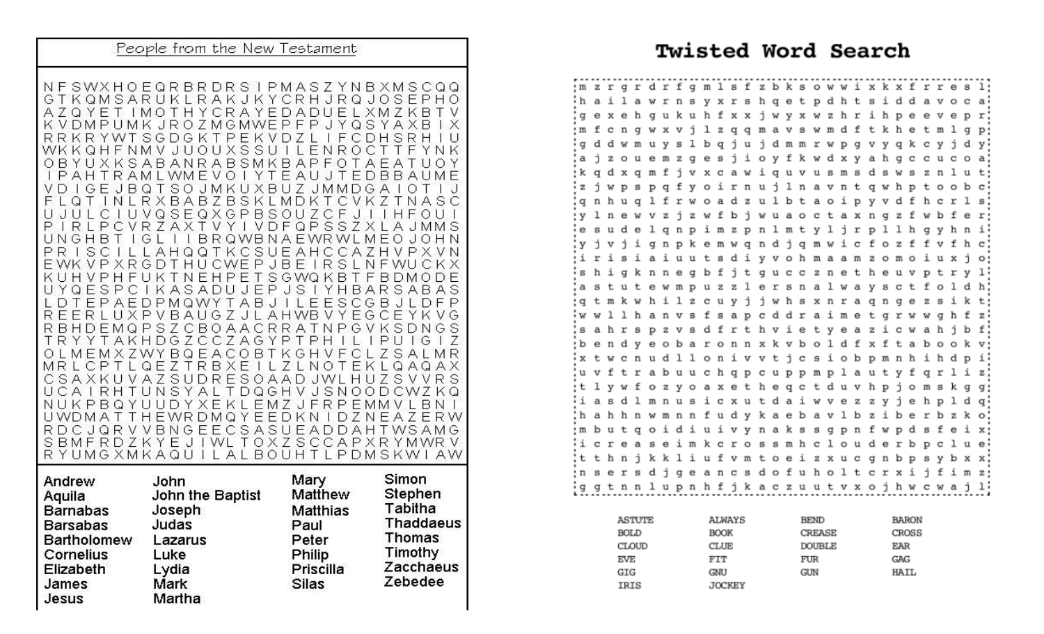## People from the New Testament

```
N F S W X H O E Q R B R D R S I P M A S Z Y N B X M S C Q Q
G T K Q M S A R U K L R A K J K Y C R H J R Q J O S E P H O
A Z Q Y E T I M O T H Y C R A Y E D A D U E L X M Z K B T V
K V D M P U M K J R O Z M G M W E P F P J Y Q S Y A X B I X
R R K R Y W T S G D G K T P E K V D Z L I F C D H S R H I U
W K K Q H F N M V J U O U X S S U I L E N R O C T T F Y N K
O B Y U X K S A B A N R A B S M K B A P F O T A E A T U O Y
I P A H T R A M L W M E V O I Y T E A U J T E D B B A U M E
V D I G E J B Q T S O J M K U X B U Z J M M D G A I O T I J
F L Q T I N L R X B A B Z B S K L M D K T C V K Z T N A S C
U J U L C I U V Q S E Q X G P B S O U Z C F J I I H F O U I
P I R L P C V R Z A X T V Y I V D F Q P S S Z X L A J M M S
U N G H B T I G L I I B R Q W B N A E W R W L M E O J O H N
P R I S C I L L A H Q Q T K C S U E A H C C A Z H V P X V N
E W K V P X R G D T H U C W E P J B E I R S L N F W U C K X
K U H V P H F U K T N E H P E T S G W Q K B T F B D M O D E
U Y Q E S P C I K A S A D U J E P J S I Y H B A R S A B A S
L D T E P A E D P M Q W Y T A B J I L E E S C G B J L D F P
R E E R L U X P V B A U G Z J L A H W B V Y E G C E Y K V G
R B H D E M Q P S Z C B O A A C R R A T N P G V K S D N G S
T R Y Y T A K H D G Z C C Z A G Y P T P H I L I P U I G I Z
O L M E M X Z W Y B Q E A C O B T K G H V F C L Z S A L M R
M R L C P T L Q E Z T R B X E I L Z L N O T E K L Q A Q A X
C S A X K U V A Z S U D R E S O A A D J W L H U Z S V V R S
U C A I R H T U N S Y A L T D Q G H V J S N O O D C W Z K Q
N U K P B Q Y U U D Y X E K L E M Z J F R P E M M V L B N I
U W D M A T T H E W R D M Q Y E E D K N I D Z N E A Z E R W
R D C J Q R V V B N G E E C S A S U E A D D A H T W S A M G
S B M F R D Z K Y E J I W L T O X Z S C C A P X R Y M W R V
R Y U M G X M K A Q U I L A L B O U H T L P D M S K W I A W
```

Andrew
Aquila
Barnabas
Barsabas
Bartholomew
Cornelius
Elizabeth
James
Jesus
John
John the Baptist
Joseph
Judas
Lazarus
Luke
Lydia
Mark
Martha
Mary
Matthew
Matthias
Paul
Peter
Philip
Priscilla
Silas
Simon
Stephen
Tabitha
Thaddaeus
Thomas
Timothy
Zacchaeus
Zebedee

## Twisted Word Search

```
m z r g r d r f g m l s f z b k s o w w i x k x f r r e s l
h a i l a w r n s y x r s h q e t p d h t s i d d a v o c a
g e x e h g u k u h f x x j w y x w z h r i h p e e v e p r
m f c n g w x v j l z q q m a v s w m d f t k h e t m l g p
g d d w m u y s l b q j u j d m m r w p g v y q k c y j d y
a j z o u e m z g e s j i o y f k w d x y a h g c c u c o a
k q d x q m f j v x c a w i q u v u s m s d s w s z n l u t
z j w p s p q f y o i r n u j l n a v n t q w h p t o o b c
q n h u q l f r w o a d z u l b t a o i p y v d f h c r l s
y l n e w v z j z w f b j w u a o c t a x n g z f w b f e r
e s u d e l q n p i m z p n l m t y l j r p l l h g y h n i
y j v j i g n p k e m w q n d j q m w i c f o z f f v f h c
i r i s i a i u u t s d i y v o h m a a m z o m o i u x j o
s h i g k n n e g b f j t g u c c z n e t h e u v p t r y l
a s t u t e w m p u z z l e r s n a l w a y s c t f o l d h
q t m k w h i l z c u y j j w h s x n r a q n g e z s i k t
w w l l h a n v s f s a p c d d r a i m e t g r w w g h f z
s a h r s p z v s d f r t h v i e t y e a z i c w a h j b f
b e n d y e o b a r o n n x k v b o l d f x f t a b o o k v
x t w c n u d l l o n i v v t j c s i o b p m n h i h d p i
u v f t r a b u u c h q p c u p p m p l a u t y f q r l i z
t l y w f o z y o a x e t h e q c t d u v h p j o m s k g g
i a s d l m n u s i c x u t d a i w v e z z y j e h p l d q
h a h h n w m n n f u d y k a e b a v l b z i b e r b z k o
m b u t q o i d i u i v y n a k s s g p n f w p d s f e i x
i c r e a s e i m k c r o s s m h c l o u d e r b p c l u e
t t h n j k k l i u f v m t o e i z x u c g n b p s y b x x
n s e r s d j g e a n c s d o f u h o l t c r x i j f i m z
g g t n n l u p n h f j k a c z u u t v x o j h w c w a j l
```

ASTUTE
BOLD
CLOUD
EVE
GIG
IRIS
ALWAYS
BOOK
CLUE
FIT
GNU
JOCKEY
BEND
CREASE
DOUBLE
FUR
GUN
BARON
CROSS
EAR
GAG
HAIL